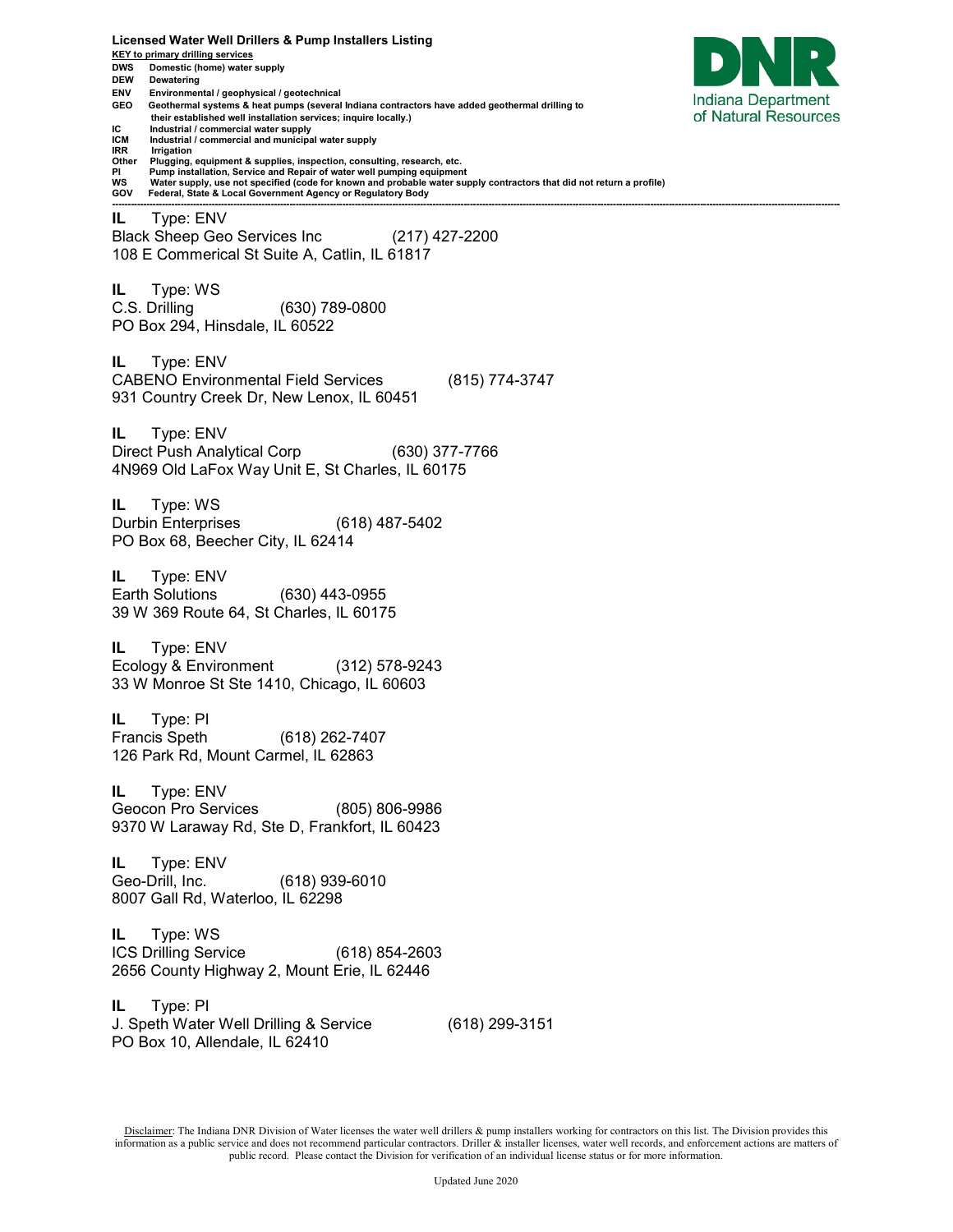**Licensed Water Well Drillers & Pump Installers Listing**

**KEY to primary drilling services**

- **DWS** Domestic (home) water supply
- **DEW** Dewatering
- **ENV** Environmental / geophysical / geotechnical
- **GEO** Geothermal systems & heat pumps (several Indiana contractors have added geothermal drilling to their established well installation services; inquire locally.)
- **IC** Industrial / commercial water supply
- **ICM** Industrial / commercial and municipal water supply
- **IRR** Irrigation
- **Other** Plugging, equipment & supplies, inspection, consulting, research, etc.
- **PI** Pump installation, Service and Repair of water well pumping equipment
- **WS** Water supply, use not specified (code for known and probable water supply contractors that did not return a profile)
- **GOV** Federal, State & Local Government Agency or Regulatory Body

Indiana Department of Natural Resources

---

**IL** Type: ENV
Black Sheep Geo Services Inc (217) 427-2200
108 E Commerical St Suite A, Catlin, IL 61817

**IL** Type: WS
C.S. Drilling (630) 789-0800
PO Box 294, Hinsdale, IL 60522

**IL** Type: ENV
CABENO Environmental Field Services (815) 774-3747
931 Country Creek Dr, New Lenox, IL 60451

**IL** Type: ENV
Direct Push Analytical Corp (630) 377-7766
4N969 Old LaFox Way Unit E, St Charles, IL 60175

**IL** Type: WS
Durbin Enterprises (618) 487-5402
PO Box 68, Beecher City, IL 62414

**IL** Type: ENV
Earth Solutions (630) 443-0955
39 W 369 Route 64, St Charles, IL 60175

**IL** Type: ENV
Ecology & Environment (312) 578-9243
33 W Monroe St Ste 1410, Chicago, IL 60603

**IL** Type: PI
Francis Speth (618) 262-7407
126 Park Rd, Mount Carmel, IL 62863

**IL** Type: ENV
Geocon Pro Services (805) 806-9986
9370 W Laraway Rd, Ste D, Frankfort, IL 60423

**IL** Type: ENV
Geo-Drill, Inc. (618) 939-6010
8007 Gall Rd, Waterloo, IL 62298

**IL** Type: WS
ICS Drilling Service (618) 854-2603
2656 County Highway 2, Mount Erie, IL 62446

**IL** Type: PI
J. Speth Water Well Drilling & Service (618) 299-3151
PO Box 10, Allendale, IL 62410

Disclaimer: The Indiana DNR Division of Water licenses the water well drillers & pump installers working for contractors on this list. The Division provides this information as a public service and does not recommend particular contractors. Driller & installer licenses, water well records, and enforcement actions are matters of public record. Please contact the Division for verification of an individual license status or for more information.

Updated June 2020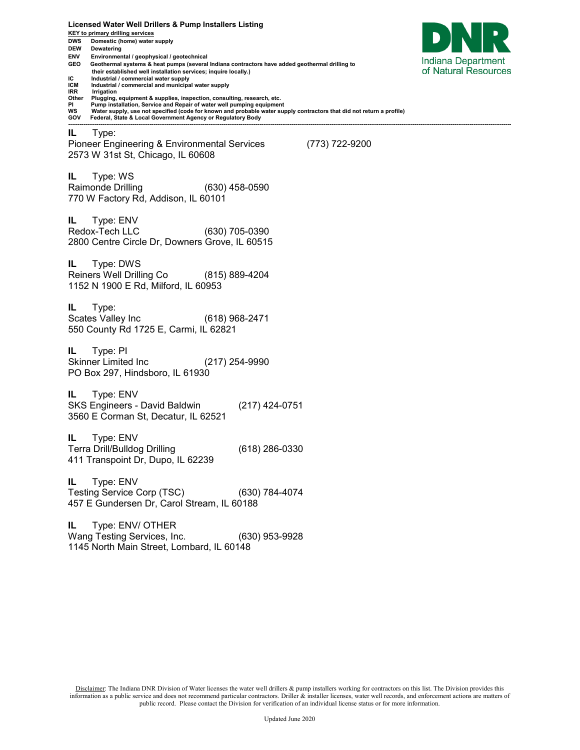**Licensed Water Well Drillers & Pump Installers Listing**

**KEY to primary drilling services**

- **DWS** Domestic (home) water supply
- **DEW** Dewatering
- **ENV** Environmental / geophysical / geotechnical
- **GEO** Geothermal systems & heat pumps (several Indiana contractors have added geothermal drilling to their established well installation services; inquire locally.)
- **IC** Industrial / commercial water supply
- **ICM** Industrial / commercial and municipal water supply
- **IRR** Irrigation
- **Other** Plugging, equipment & supplies, inspection, consulting, research, etc.
- **PI** Pump installation, Service and Repair of water well pumping equipment
- **WS** Water supply, use not specified (code for known and probable water supply contractors that did not return a profile)
- **GOV** Federal, State & Local Government Agency or Regulatory Body

Indiana Department of Natural Resources

---

**IL** Type:
Pioneer Engineering & Environmental Services (773) 722-9200
2573 W 31st St, Chicago, IL 60608

**IL** Type: WS
Raimonde Drilling (630) 458-0590
770 W Factory Rd, Addison, IL 60101

**IL** Type: ENV
Redox-Tech LLC (630) 705-0390
2800 Centre Circle Dr, Downers Grove, IL 60515

**IL** Type: DWS
Reiners Well Drilling Co (815) 889-4204
1152 N 1900 E Rd, Milford, IL 60953

**IL** Type:
Scates Valley Inc (618) 968-2471
550 County Rd 1725 E, Carmi, IL 62821

**IL** Type: PI
Skinner Limited Inc (217) 254-9990
PO Box 297, Hindsboro, IL 61930

**IL** Type: ENV
SKS Engineers - David Baldwin (217) 424-0751
3560 E Corman St, Decatur, IL 62521

**IL** Type: ENV
Terra Drill/Bulldog Drilling (618) 286-0330
411 Transpoint Dr, Dupo, IL 62239

**IL** Type: ENV
Testing Service Corp (TSC) (630) 784-4074
457 E Gundersen Dr, Carol Stream, IL 60188

**IL** Type: ENV/ OTHER
Wang Testing Services, Inc. (630) 953-9928
1145 North Main Street, Lombard, IL 60148

Disclaimer: The Indiana DNR Division of Water licenses the water well drillers & pump installers working for contractors on this list. The Division provides this information as a public service and does not recommend particular contractors. Driller & installer licenses, water well records, and enforcement actions are matters of public record. Please contact the Division for verification of an individual license status or for more information.

Updated June 2020